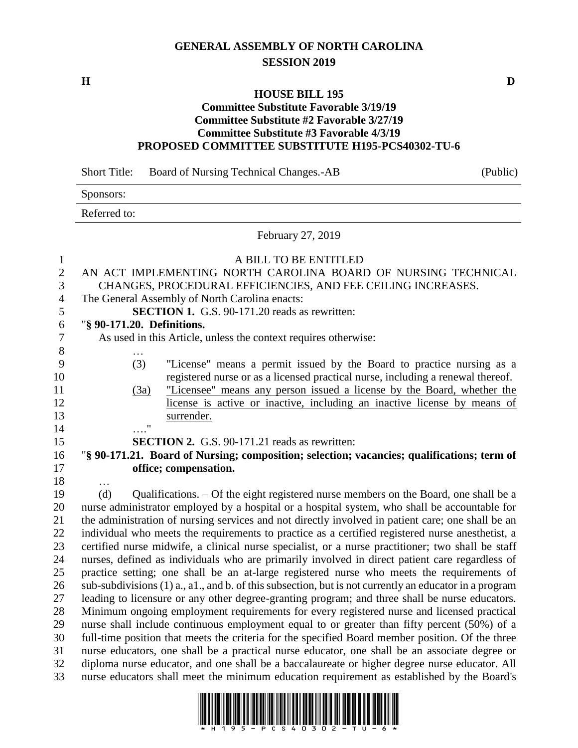# GENERAL ASSEMBLY OF NORTH CAROLINA
## SESSION 2019

**H** **D**

### HOUSE BILL 195
**Committee Substitute Favorable 3/19/19**
**Committee Substitute #2 Favorable 3/27/19**
**Committee Substitute #3 Favorable 4/3/19**
**PROPOSED COMMITTEE SUBSTITUTE H195-PCS40302-TU-6**

Short Title: Board of Nursing Technical Changes.-AB (Public)

Sponsors:

Referred to:

February 27, 2019

A BILL TO BE ENTITLED

AN ACT IMPLEMENTING NORTH CAROLINA BOARD OF NURSING TECHNICAL CHANGES, PROCEDURAL EFFICIENCIES, AND FEE CEILING INCREASES.

The General Assembly of North Carolina enacts:

**SECTION 1.** G.S. 90-171.20 reads as rewritten:

"**§ 90-171.20. Definitions.**

As used in this Article, unless the context requires otherwise:

…

(3) "License" means a permit issued by the Board to practice nursing as a registered nurse or as a licensed practical nurse, including a renewal thereof.

(3a) "Licensee" means any person issued a license by the Board, whether the license is active or inactive, including an inactive license by means of surrender.

…."

**SECTION 2.** G.S. 90-171.21 reads as rewritten:

"**§ 90-171.21. Board of Nursing; composition; selection; vacancies; qualifications; term of office; compensation.**

…

(d) Qualifications. – Of the eight registered nurse members on the Board, one shall be a nurse administrator employed by a hospital or a hospital system, who shall be accountable for the administration of nursing services and not directly involved in patient care; one shall be an individual who meets the requirements to practice as a certified registered nurse anesthetist, a certified nurse midwife, a clinical nurse specialist, or a nurse practitioner; two shall be staff nurses, defined as individuals who are primarily involved in direct patient care regardless of practice setting; one shall be an at-large registered nurse who meets the requirements of sub-subdivisions (1) a., a1., and b. of this subsection, but is not currently an educator in a program leading to licensure or any other degree-granting program; and three shall be nurse educators. Minimum ongoing employment requirements for every registered nurse and licensed practical nurse shall include continuous employment equal to or greater than fifty percent (50%) of a full-time position that meets the criteria for the specified Board member position. Of the three nurse educators, one shall be a practical nurse educator, one shall be an associate degree or diploma nurse educator, and one shall be a baccalaureate or higher degree nurse educator. All nurse educators shall meet the minimum education requirement as established by the Board's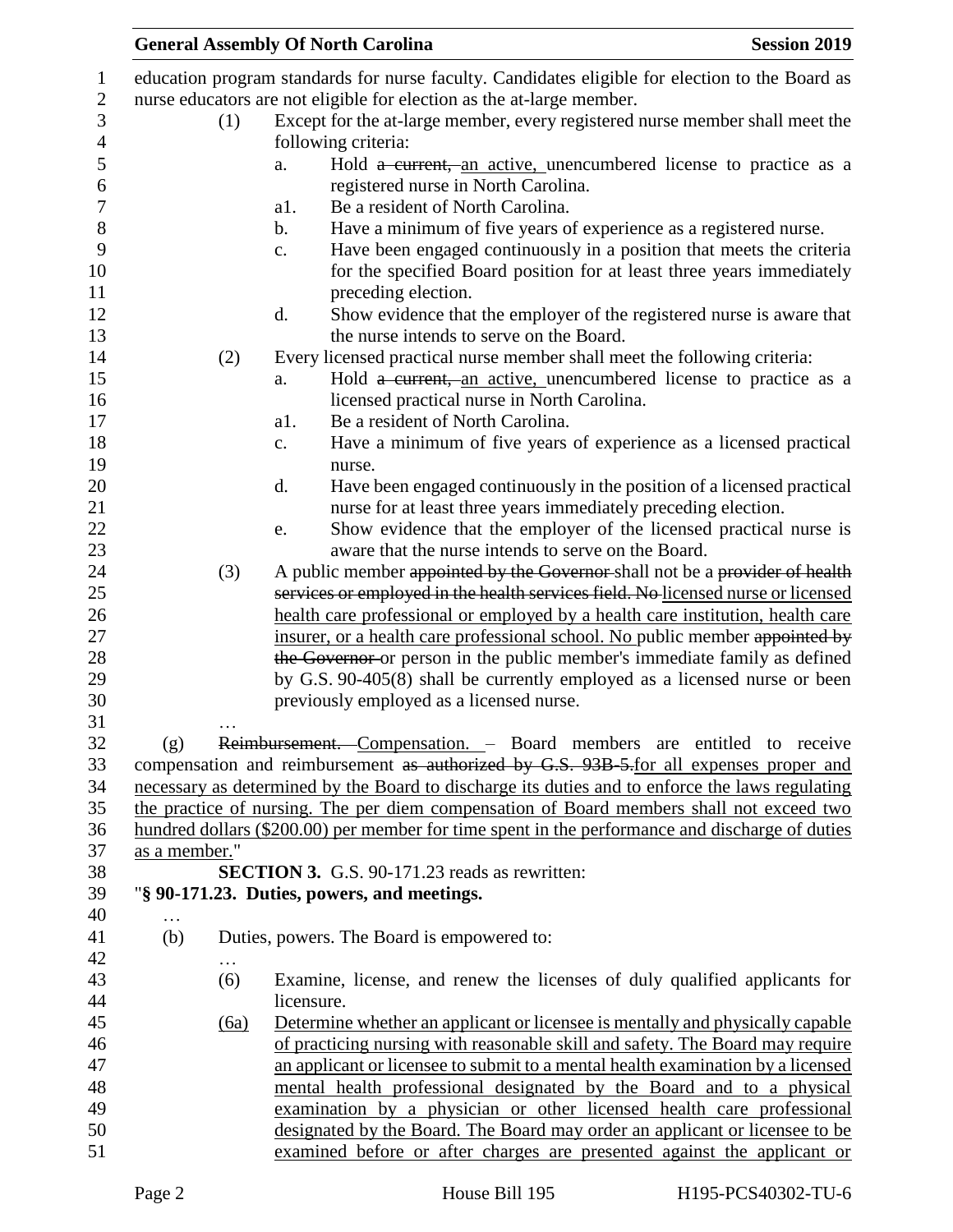education program standards for nurse faculty. Candidates eligible for election to the Board as nurse educators are not eligible for election as the at-large member.

(1) Except for the at-large member, every registered nurse member shall meet the following criteria:

a. Hold ~~a current,~~ an active, unencumbered license to practice as a registered nurse in North Carolina.

a1. Be a resident of North Carolina.

b. Have a minimum of five years of experience as a registered nurse.

c. Have been engaged continuously in a position that meets the criteria for the specified Board position for at least three years immediately preceding election.

d. Show evidence that the employer of the registered nurse is aware that the nurse intends to serve on the Board.

(2) Every licensed practical nurse member shall meet the following criteria:

a. Hold ~~a current,~~ an active, unencumbered license to practice as a licensed practical nurse in North Carolina.

a1. Be a resident of North Carolina.

c. Have a minimum of five years of experience as a licensed practical nurse.

d. Have been engaged continuously in the position of a licensed practical nurse for at least three years immediately preceding election.

e. Show evidence that the employer of the licensed practical nurse is aware that the nurse intends to serve on the Board.

(3) A public member ~~appointed by the Governor~~ shall not be a ~~provider of health services or employed in the health services field. No~~ licensed nurse or licensed health care professional or employed by a health care institution, health care insurer, or a health care professional school. No public member ~~appointed by the Governor~~ or person in the public member's immediate family as defined by G.S. 90-405(8) shall be currently employed as a licensed nurse or been previously employed as a licensed nurse.

…

(g) ~~Reimbursement.~~ Compensation. – Board members are entitled to receive compensation and reimbursement ~~as authorized by G.S. 93B-5.~~for all expenses proper and necessary as determined by the Board to discharge its duties and to enforce the laws regulating the practice of nursing. The per diem compensation of Board members shall not exceed two hundred dollars ($200.00) per member for time spent in the performance and discharge of duties as a member."

**SECTION 3.** G.S. 90-171.23 reads as rewritten:

"**§ 90-171.23. Duties, powers, and meetings.**

…

(b) Duties, powers. The Board is empowered to:

…

(6) Examine, license, and renew the licenses of duly qualified applicants for licensure.

(6a) Determine whether an applicant or licensee is mentally and physically capable of practicing nursing with reasonable skill and safety. The Board may require an applicant or licensee to submit to a mental health examination by a licensed mental health professional designated by the Board and to a physical examination by a physician or other licensed health care professional designated by the Board. The Board may order an applicant or licensee to be examined before or after charges are presented against the applicant or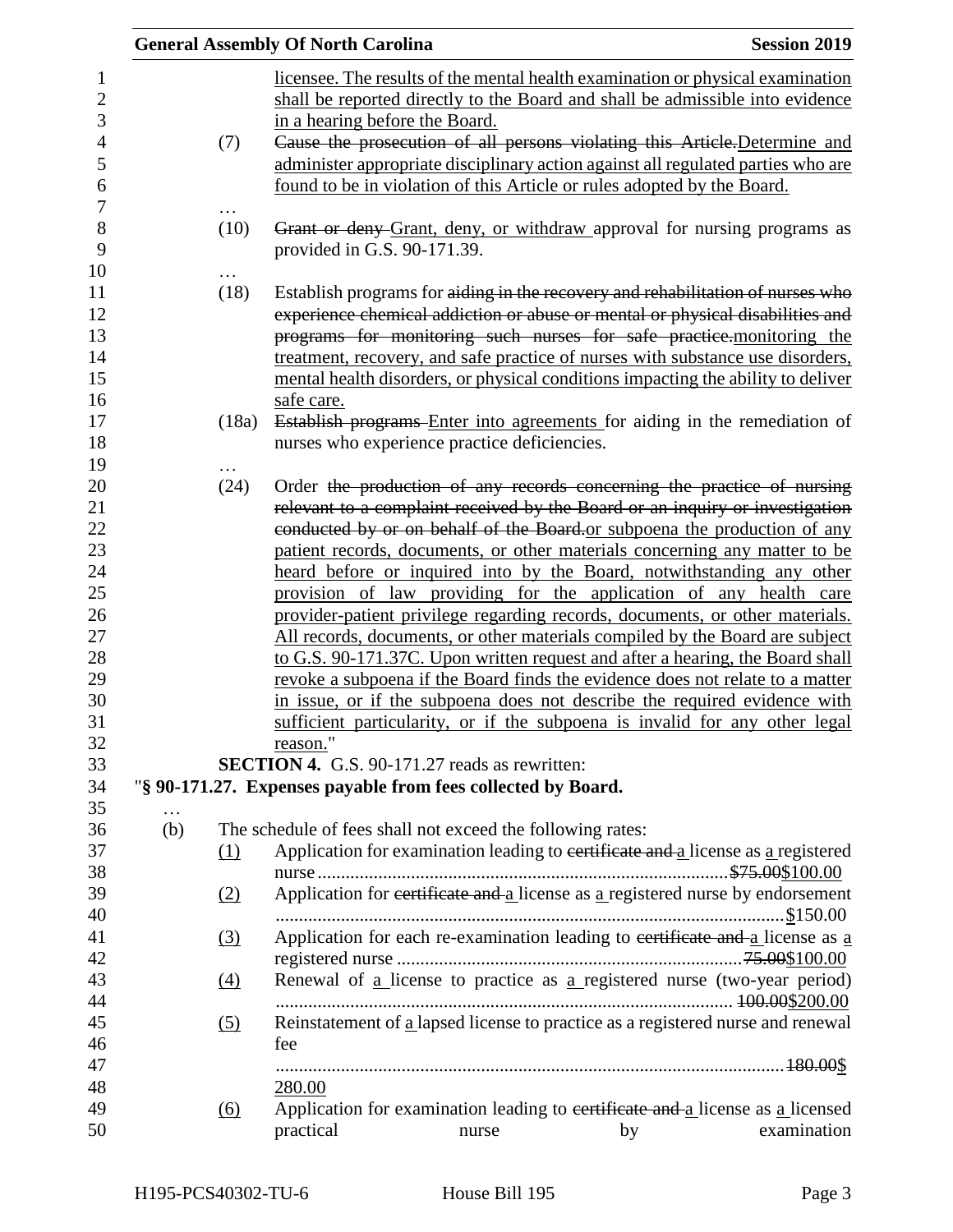licensee. The results of the mental health examination or physical examination shall be reported directly to the Board and shall be admissible into evidence in a hearing before the Board.

(7) ~~Cause the prosecution of all persons violating this Article.~~Determine and administer appropriate disciplinary action against all regulated parties who are found to be in violation of this Article or rules adopted by the Board.

…

(10) ~~Grant or deny~~ Grant, deny, or withdraw approval for nursing programs as provided in G.S. 90-171.39.

…

(18) Establish programs for ~~aiding in the recovery and rehabilitation of nurses who experience chemical addiction or abuse or mental or physical disabilities and programs for monitoring such nurses for safe practice.~~monitoring the treatment, recovery, and safe practice of nurses with substance use disorders, mental health disorders, or physical conditions impacting the ability to deliver safe care.

(18a) ~~Establish programs~~ Enter into agreements for aiding in the remediation of nurses who experience practice deficiencies.

…

(24) Order ~~the production of any records concerning the practice of nursing relevant to a complaint received by the Board or an inquiry or investigation conducted by or on behalf of the Board.~~or subpoena the production of any patient records, documents, or other materials concerning any matter to be heard before or inquired into by the Board, notwithstanding any other provision of law providing for the application of any health care provider-patient privilege regarding records, documents, or other materials. All records, documents, or other materials compiled by the Board are subject to G.S. 90-171.37C. Upon written request and after a hearing, the Board shall revoke a subpoena if the Board finds the evidence does not relate to a matter in issue, or if the subpoena does not describe the required evidence with sufficient particularity, or if the subpoena is invalid for any other legal reason."

**SECTION 4.** G.S. 90-171.27 reads as rewritten:

"**§ 90-171.27. Expenses payable from fees collected by Board.**

…

(b) The schedule of fees shall not exceed the following rates:

(1) Application for examination leading to ~~certificate and~~ a license as a registered nurse .......... ~~$75.00~~$100.00

(2) Application for ~~certificate and~~ a license as a registered nurse by endorsement .......... $150.00

(3) Application for each re-examination leading to ~~certificate and~~ a license as a registered nurse .......... ~~75.00~~$100.00

(4) Renewal of a license to practice as a registered nurse (two-year period) .......... ~~100.00~~$200.00

(5) Reinstatement of a lapsed license to practice as a registered nurse and renewal fee .......... ~~180.00~~$ 280.00

(6) Application for examination leading to ~~certificate and~~ a license as a licensed practical nurse by examination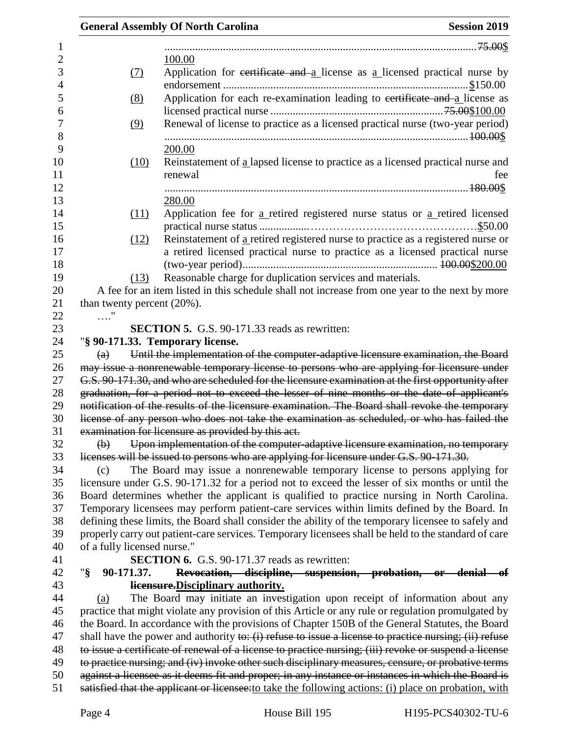............................................................................................................... ~~75.00~~$ 100.00

(7) Application for ~~certificate and~~ a license as a licensed practical nurse by endorsement ........................................................................................$150.00

(8) Application for each re-examination leading to ~~certificate and~~ a license as licensed practical nurse ............................................................~~75.00~~$100.00

(9) Renewal of license to practice as a licensed practical nurse (two-year period) ............................................................................................................~~100.00~~$ 200.00

(10) Reinstatement of a lapsed license to practice as a licensed practical nurse and renewal fee ............................................................................................................~~180.00~~$ 280.00

(11) Application fee for a retired registered nurse status or a retired licensed practical nurse status ..................………………………………………$50.00

(12) Reinstatement of a retired registered nurse to practice as a registered nurse or a retired licensed practical nurse to practice as a licensed practical nurse (two-year period)..................................................................... ~~100.00~~$200.00

(13) Reasonable charge for duplication services and materials.

A fee for an item listed in this schedule shall not increase from one year to the next by more than twenty percent (20%).

…."

**SECTION 5.** G.S. 90-171.33 reads as rewritten:

"**§ 90-171.33. Temporary license.**

~~(a) Until the implementation of the computer-adaptive licensure examination, the Board may issue a nonrenewable temporary license to persons who are applying for licensure under G.S. 90-171.30, and who are scheduled for the licensure examination at the first opportunity after graduation, for a period not to exceed the lesser of nine months or the date of applicant's notification of the results of the licensure examination. The Board shall revoke the temporary license of any person who does not take the examination as scheduled, or who has failed the examination for licensure as provided by this act.~~

~~(b) Upon implementation of the computer-adaptive licensure examination, no temporary licenses will be issued to persons who are applying for licensure under G.S. 90-171.30.~~

(c) The Board may issue a nonrenewable temporary license to persons applying for licensure under G.S. 90-171.32 for a period not to exceed the lesser of six months or until the Board determines whether the applicant is qualified to practice nursing in North Carolina. Temporary licensees may perform patient-care services within limits defined by the Board. In defining these limits, the Board shall consider the ability of the temporary licensee to safely and properly carry out patient-care services. Temporary licensees shall be held to the standard of care of a fully licensed nurse."

**SECTION 6.** G.S. 90-171.37 reads as rewritten:

"**§ 90-171.37. ~~Revocation, discipline, suspension, probation, or denial of licensure.~~Disciplinary authority.**

(a) The Board may initiate an investigation upon receipt of information about any practice that might violate any provision of this Article or any rule or regulation promulgated by the Board. In accordance with the provisions of Chapter 150B of the General Statutes, the Board shall have the power and authority ~~to: (i) refuse to issue a license to practice nursing; (ii) refuse to issue a certificate of renewal of a license to practice nursing; (iii) revoke or suspend a license to practice nursing; and (iv) invoke other such disciplinary measures, censure, or probative terms against a licensee as it deems fit and proper; in any instance or instances in which the Board is satisfied that the applicant or licensee:~~to take the following actions: (i) place on probation, with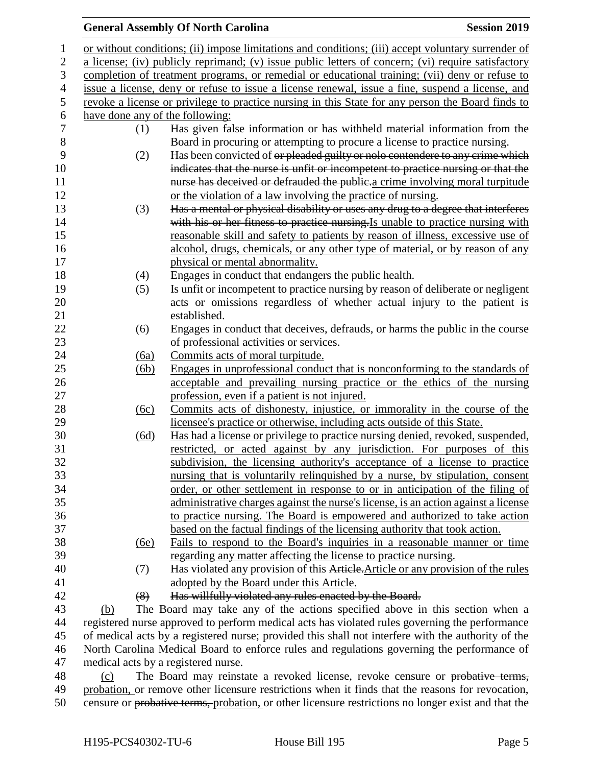or without conditions; (ii) impose limitations and conditions; (iii) accept voluntary surrender of a license; (iv) publicly reprimand; (v) issue public letters of concern; (vi) require satisfactory completion of treatment programs, or remedial or educational training; (vii) deny or refuse to issue a license, deny or refuse to issue a license renewal, issue a fine, suspend a license, and revoke a license or privilege to practice nursing in this State for any person the Board finds to have done any of the following:

(1) Has given false information or has withheld material information from the Board in procuring or attempting to procure a license to practice nursing.

(2) Has been convicted of ~~or pleaded guilty or nolo contendere to any crime which indicates that the nurse is unfit or incompetent to practice nursing or that the nurse has deceived or defrauded the public.~~a crime involving moral turpitude or the violation of a law involving the practice of nursing.

(3) ~~Has a mental or physical disability or uses any drug to a degree that interferes with his or her fitness to practice nursing.~~Is unable to practice nursing with reasonable skill and safety to patients by reason of illness, excessive use of alcohol, drugs, chemicals, or any other type of material, or by reason of any physical or mental abnormality.

(4) Engages in conduct that endangers the public health.

(5) Is unfit or incompetent to practice nursing by reason of deliberate or negligent acts or omissions regardless of whether actual injury to the patient is established.

(6) Engages in conduct that deceives, defrauds, or harms the public in the course of professional activities or services.

(6a) Commits acts of moral turpitude.

(6b) Engages in unprofessional conduct that is nonconforming to the standards of acceptable and prevailing nursing practice or the ethics of the nursing profession, even if a patient is not injured.

(6c) Commits acts of dishonesty, injustice, or immorality in the course of the licensee's practice or otherwise, including acts outside of this State.

(6d) Has had a license or privilege to practice nursing denied, revoked, suspended, restricted, or acted against by any jurisdiction. For purposes of this subdivision, the licensing authority's acceptance of a license to practice nursing that is voluntarily relinquished by a nurse, by stipulation, consent order, or other settlement in response to or in anticipation of the filing of administrative charges against the nurse's license, is an action against a license to practice nursing. The Board is empowered and authorized to take action based on the factual findings of the licensing authority that took action.

(6e) Fails to respond to the Board's inquiries in a reasonable manner or time regarding any matter affecting the license to practice nursing.

(7) Has violated any provision of this ~~Article.~~Article or any provision of the rules adopted by the Board under this Article.

~~(8) Has willfully violated any rules enacted by the Board.~~

(b) The Board may take any of the actions specified above in this section when a registered nurse approved to perform medical acts has violated rules governing the performance of medical acts by a registered nurse; provided this shall not interfere with the authority of the North Carolina Medical Board to enforce rules and regulations governing the performance of medical acts by a registered nurse.

(c) The Board may reinstate a revoked license, revoke censure or ~~probative terms,~~ probation, or remove other licensure restrictions when it finds that the reasons for revocation, censure or ~~probative terms,~~ probation, or other licensure restrictions no longer exist and that the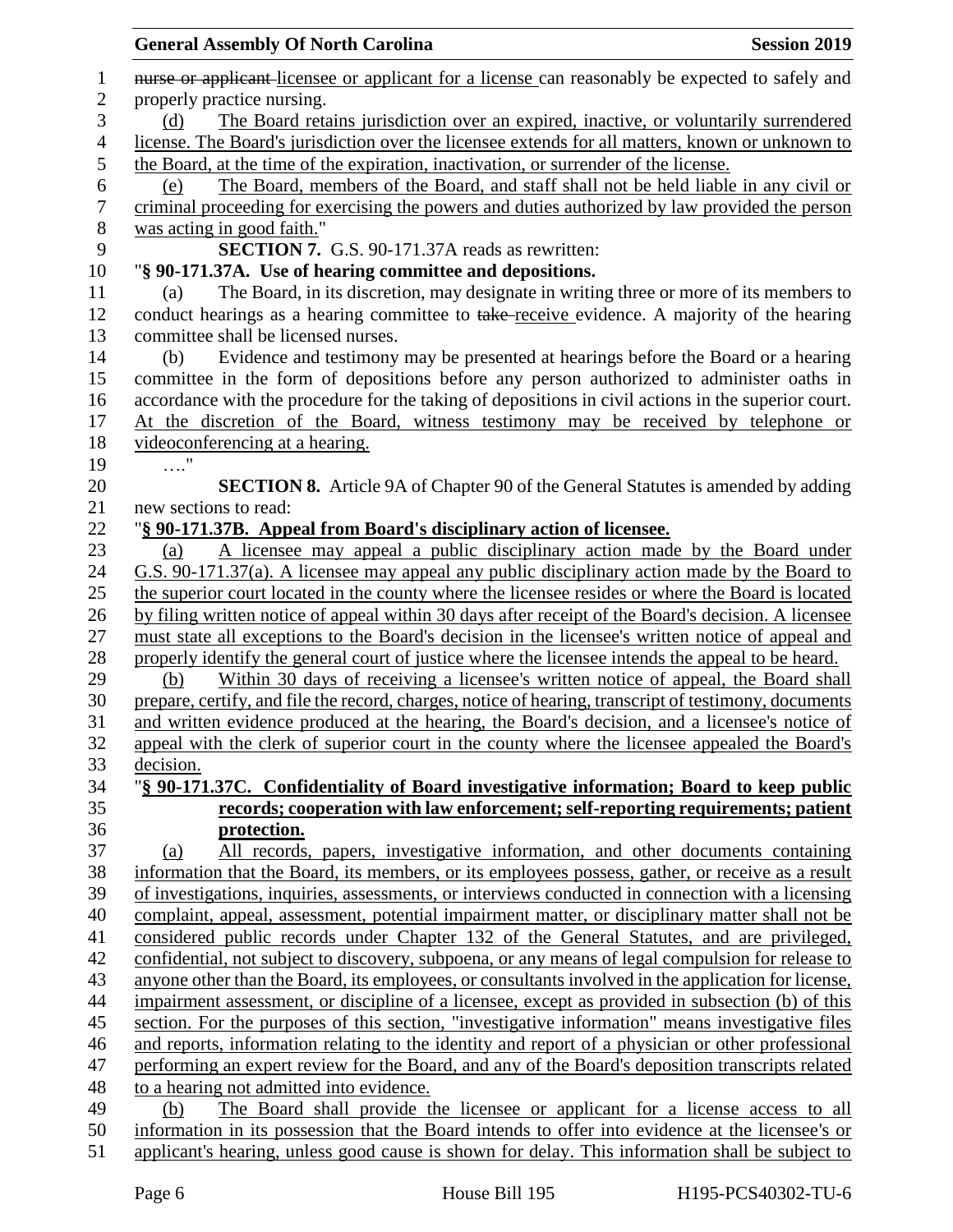nurse or applicant licensee or applicant for a license can reasonably be expected to safely and properly practice nursing.

(d) The Board retains jurisdiction over an expired, inactive, or voluntarily surrendered license. The Board's jurisdiction over the licensee extends for all matters, known or unknown to the Board, at the time of the expiration, inactivation, or surrender of the license.

(e) The Board, members of the Board, and staff shall not be held liable in any civil or criminal proceeding for exercising the powers and duties authorized by law provided the person was acting in good faith."

**SECTION 7.** G.S. 90-171.37A reads as rewritten:

"**§ 90-171.37A. Use of hearing committee and depositions.**

(a) The Board, in its discretion, may designate in writing three or more of its members to conduct hearings as a hearing committee to take receive evidence. A majority of the hearing committee shall be licensed nurses.

(b) Evidence and testimony may be presented at hearings before the Board or a hearing committee in the form of depositions before any person authorized to administer oaths in accordance with the procedure for the taking of depositions in civil actions in the superior court. At the discretion of the Board, witness testimony may be received by telephone or videoconferencing at a hearing.

…."

**SECTION 8.** Article 9A of Chapter 90 of the General Statutes is amended by adding new sections to read:

"**§ 90-171.37B. Appeal from Board's disciplinary action of licensee.**

(a) A licensee may appeal a public disciplinary action made by the Board under G.S. 90-171.37(a). A licensee may appeal any public disciplinary action made by the Board to the superior court located in the county where the licensee resides or where the Board is located by filing written notice of appeal within 30 days after receipt of the Board's decision. A licensee must state all exceptions to the Board's decision in the licensee's written notice of appeal and properly identify the general court of justice where the licensee intends the appeal to be heard.

(b) Within 30 days of receiving a licensee's written notice of appeal, the Board shall prepare, certify, and file the record, charges, notice of hearing, transcript of testimony, documents and written evidence produced at the hearing, the Board's decision, and a licensee's notice of appeal with the clerk of superior court in the county where the licensee appealed the Board's decision.

"**§ 90-171.37C. Confidentiality of Board investigative information; Board to keep public records; cooperation with law enforcement; self-reporting requirements; patient protection.**

(a) All records, papers, investigative information, and other documents containing information that the Board, its members, or its employees possess, gather, or receive as a result of investigations, inquiries, assessments, or interviews conducted in connection with a licensing complaint, appeal, assessment, potential impairment matter, or disciplinary matter shall not be considered public records under Chapter 132 of the General Statutes, and are privileged, confidential, not subject to discovery, subpoena, or any means of legal compulsion for release to anyone other than the Board, its employees, or consultants involved in the application for license, impairment assessment, or discipline of a licensee, except as provided in subsection (b) of this section. For the purposes of this section, "investigative information" means investigative files and reports, information relating to the identity and report of a physician or other professional performing an expert review for the Board, and any of the Board's deposition transcripts related to a hearing not admitted into evidence.

(b) The Board shall provide the licensee or applicant for a license access to all information in its possession that the Board intends to offer into evidence at the licensee's or applicant's hearing, unless good cause is shown for delay. This information shall be subject to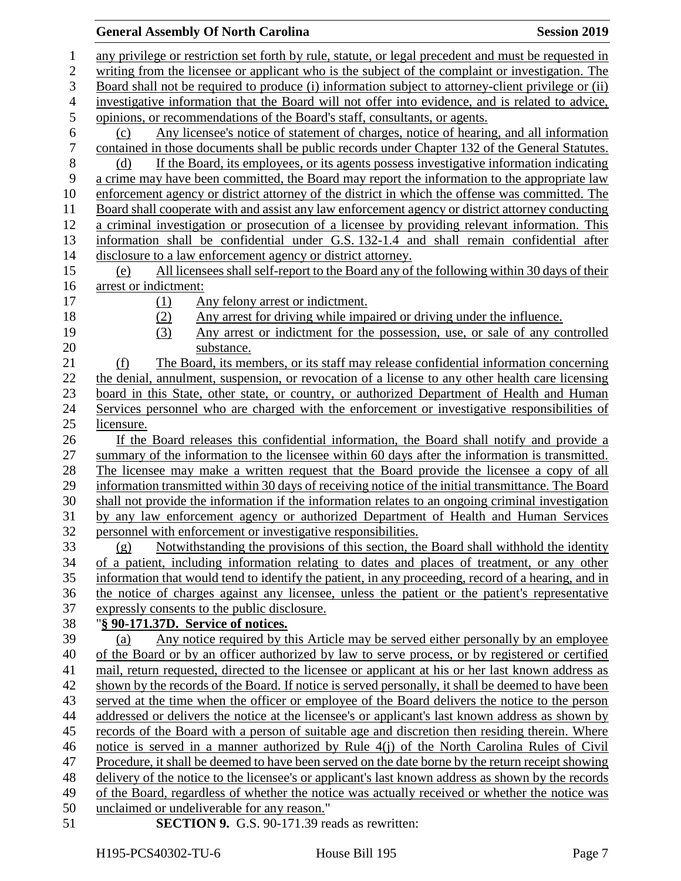any privilege or restriction set forth by rule, statute, or legal precedent and must be requested in writing from the licensee or applicant who is the subject of the complaint or investigation. The Board shall not be required to produce (i) information subject to attorney-client privilege or (ii) investigative information that the Board will not offer into evidence, and is related to advice, opinions, or recommendations of the Board's staff, consultants, or agents.

(c) Any licensee's notice of statement of charges, notice of hearing, and all information contained in those documents shall be public records under Chapter 132 of the General Statutes.

(d) If the Board, its employees, or its agents possess investigative information indicating a crime may have been committed, the Board may report the information to the appropriate law enforcement agency or district attorney of the district in which the offense was committed. The Board shall cooperate with and assist any law enforcement agency or district attorney conducting a criminal investigation or prosecution of a licensee by providing relevant information. This information shall be confidential under G.S. 132-1.4 and shall remain confidential after disclosure to a law enforcement agency or district attorney.

(e) All licensees shall self-report to the Board any of the following within 30 days of their arrest or indictment:

(1) Any felony arrest or indictment.

(2) Any arrest for driving while impaired or driving under the influence.

(3) Any arrest or indictment for the possession, use, or sale of any controlled substance.

(f) The Board, its members, or its staff may release confidential information concerning the denial, annulment, suspension, or revocation of a license to any other health care licensing board in this State, other state, or country, or authorized Department of Health and Human Services personnel who are charged with the enforcement or investigative responsibilities of licensure.

If the Board releases this confidential information, the Board shall notify and provide a summary of the information to the licensee within 60 days after the information is transmitted. The licensee may make a written request that the Board provide the licensee a copy of all information transmitted within 30 days of receiving notice of the initial transmittance. The Board shall not provide the information if the information relates to an ongoing criminal investigation by any law enforcement agency or authorized Department of Health and Human Services personnel with enforcement or investigative responsibilities.

(g) Notwithstanding the provisions of this section, the Board shall withhold the identity of a patient, including information relating to dates and places of treatment, or any other information that would tend to identify the patient, in any proceeding, record of a hearing, and in the notice of charges against any licensee, unless the patient or the patient's representative expressly consents to the public disclosure.

"**§ 90-171.37D. Service of notices.**

(a) Any notice required by this Article may be served either personally by an employee of the Board or by an officer authorized by law to serve process, or by registered or certified mail, return requested, directed to the licensee or applicant at his or her last known address as shown by the records of the Board. If notice is served personally, it shall be deemed to have been served at the time when the officer or employee of the Board delivers the notice to the person addressed or delivers the notice at the licensee's or applicant's last known address as shown by records of the Board with a person of suitable age and discretion then residing therein. Where notice is served in a manner authorized by Rule 4(j) of the North Carolina Rules of Civil Procedure, it shall be deemed to have been served on the date borne by the return receipt showing delivery of the notice to the licensee's or applicant's last known address as shown by the records of the Board, regardless of whether the notice was actually received or whether the notice was unclaimed or undeliverable for any reason."

**SECTION 9.** G.S. 90-171.39 reads as rewritten: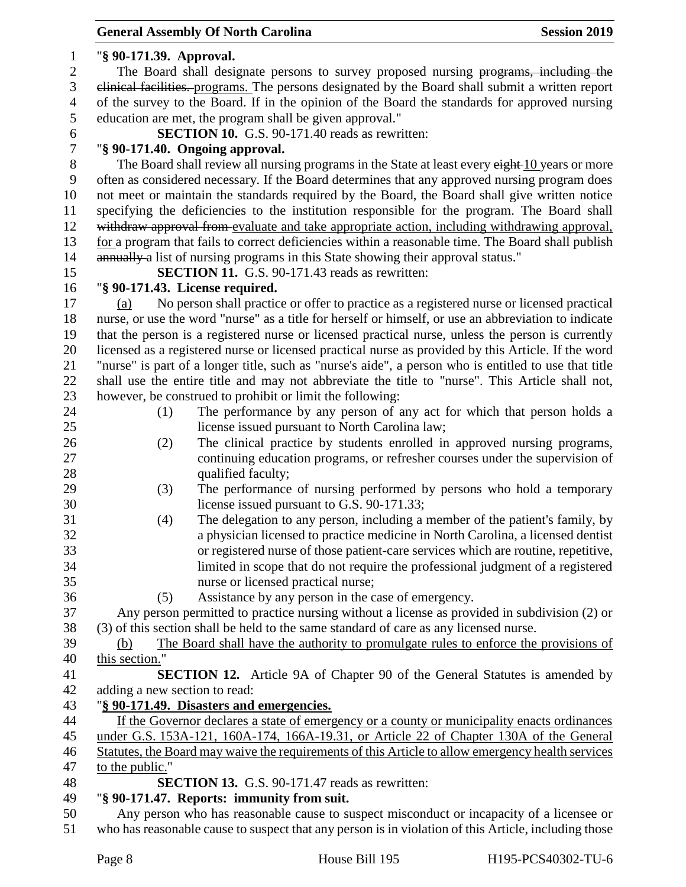"**§ 90-171.39. Approval.**

The Board shall designate persons to survey proposed nursing ~~programs, including the clinical facilities.~~ programs. The persons designated by the Board shall submit a written report of the survey to the Board. If in the opinion of the Board the standards for approved nursing education are met, the program shall be given approval."

**SECTION 10.** G.S. 90-171.40 reads as rewritten:

"**§ 90-171.40. Ongoing approval.**

The Board shall review all nursing programs in the State at least every ~~eight~~ 10 years or more often as considered necessary. If the Board determines that any approved nursing program does not meet or maintain the standards required by the Board, the Board shall give written notice specifying the deficiencies to the institution responsible for the program. The Board shall ~~withdraw approval from~~ evaluate and take appropriate action, including withdrawing approval, for a program that fails to correct deficiencies within a reasonable time. The Board shall publish ~~annually~~ a list of nursing programs in this State showing their approval status."

**SECTION 11.** G.S. 90-171.43 reads as rewritten:

"**§ 90-171.43. License required.**

(a) No person shall practice or offer to practice as a registered nurse or licensed practical nurse, or use the word "nurse" as a title for herself or himself, or use an abbreviation to indicate that the person is a registered nurse or licensed practical nurse, unless the person is currently licensed as a registered nurse or licensed practical nurse as provided by this Article. If the word "nurse" is part of a longer title, such as "nurse's aide", a person who is entitled to use that title shall use the entire title and may not abbreviate the title to "nurse". This Article shall not, however, be construed to prohibit or limit the following:

(1) The performance by any person of any act for which that person holds a license issued pursuant to North Carolina law;

(2) The clinical practice by students enrolled in approved nursing programs, continuing education programs, or refresher courses under the supervision of qualified faculty;

(3) The performance of nursing performed by persons who hold a temporary license issued pursuant to G.S. 90-171.33;

(4) The delegation to any person, including a member of the patient's family, by a physician licensed to practice medicine in North Carolina, a licensed dentist or registered nurse of those patient-care services which are routine, repetitive, limited in scope that do not require the professional judgment of a registered nurse or licensed practical nurse;

(5) Assistance by any person in the case of emergency.

Any person permitted to practice nursing without a license as provided in subdivision (2) or (3) of this section shall be held to the same standard of care as any licensed nurse.

(b) The Board shall have the authority to promulgate rules to enforce the provisions of this section."

**SECTION 12.** Article 9A of Chapter 90 of the General Statutes is amended by adding a new section to read:

"**§ 90-171.49. Disasters and emergencies.**

If the Governor declares a state of emergency or a county or municipality enacts ordinances under G.S. 153A-121, 160A-174, 166A-19.31, or Article 22 of Chapter 130A of the General Statutes, the Board may waive the requirements of this Article to allow emergency health services to the public."

**SECTION 13.** G.S. 90-171.47 reads as rewritten:

"**§ 90-171.47. Reports: immunity from suit.**

Any person who has reasonable cause to suspect misconduct or incapacity of a licensee or who has reasonable cause to suspect that any person is in violation of this Article, including those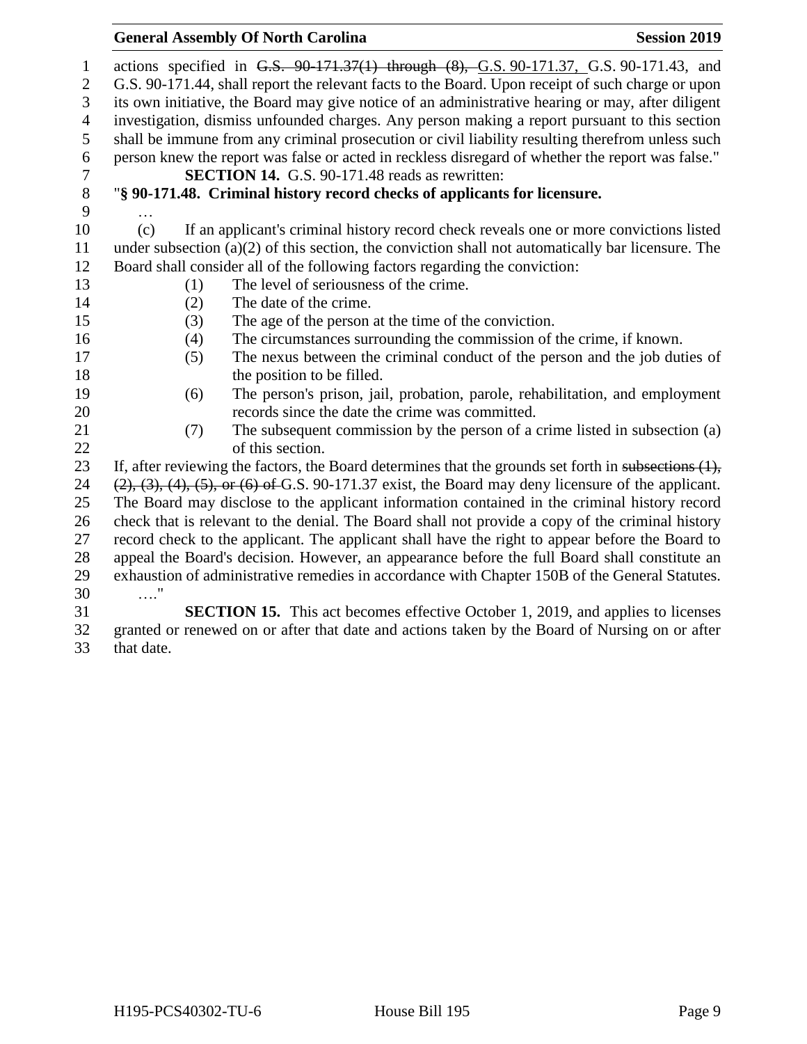actions specified in ~~G.S. 90-171.37(1) through (8),~~ G.S. 90-171.37, G.S. 90-171.43, and G.S. 90-171.44, shall report the relevant facts to the Board. Upon receipt of such charge or upon its own initiative, the Board may give notice of an administrative hearing or may, after diligent investigation, dismiss unfounded charges. Any person making a report pursuant to this section shall be immune from any criminal prosecution or civil liability resulting therefrom unless such person knew the report was false or acted in reckless disregard of whether the report was false."

**SECTION 14.** G.S. 90-171.48 reads as rewritten:

"**§ 90-171.48. Criminal history record checks of applicants for licensure.**

…

(c) If an applicant's criminal history record check reveals one or more convictions listed under subsection (a)(2) of this section, the conviction shall not automatically bar licensure. The Board shall consider all of the following factors regarding the conviction:

(1) The level of seriousness of the crime.

(2) The date of the crime.

(3) The age of the person at the time of the conviction.

(4) The circumstances surrounding the commission of the crime, if known.

(5) The nexus between the criminal conduct of the person and the job duties of the position to be filled.

(6) The person's prison, jail, probation, parole, rehabilitation, and employment records since the date the crime was committed.

(7) The subsequent commission by the person of a crime listed in subsection (a) of this section.

If, after reviewing the factors, the Board determines that the grounds set forth in ~~subsections (1), (2), (3), (4), (5), or (6) of~~ G.S. 90-171.37 exist, the Board may deny licensure of the applicant. The Board may disclose to the applicant information contained in the criminal history record check that is relevant to the denial. The Board shall not provide a copy of the criminal history record check to the applicant. The applicant shall have the right to appear before the Board to appeal the Board's decision. However, an appearance before the full Board shall constitute an exhaustion of administrative remedies in accordance with Chapter 150B of the General Statutes.

…."

**SECTION 15.** This act becomes effective October 1, 2019, and applies to licenses granted or renewed on or after that date and actions taken by the Board of Nursing on or after that date.